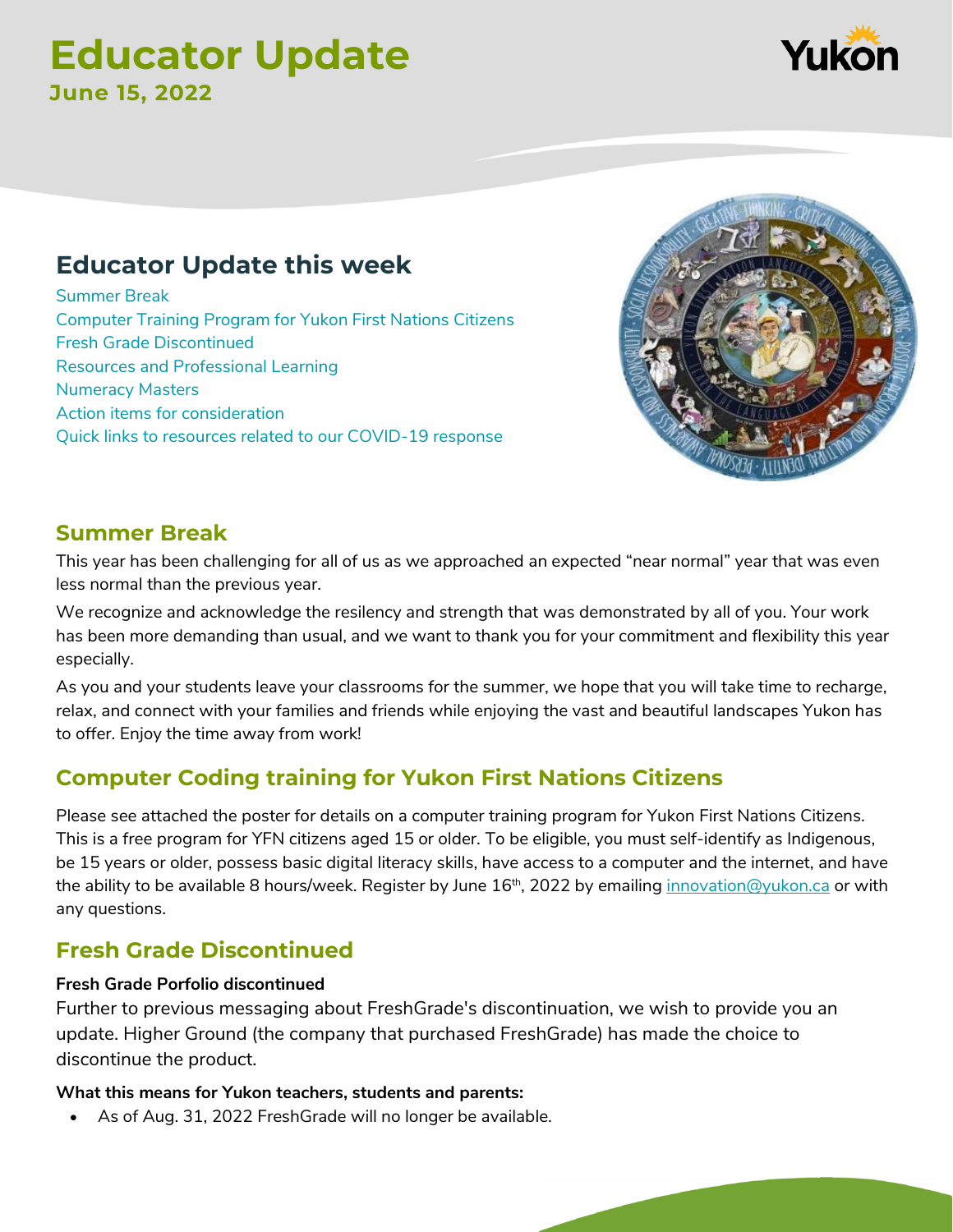# Educator Update

**June 15, 2022**

## Educator Update this week

Summer Break
Computer Training Program for Yukon First Nations Citizens
Fresh Grade Discontinued
Resources and Professional Learning
Numeracy Masters
Action items for consideration
Quick links to resources related to our COVID-19 response

## Summer Break

This year has been challenging for all of us as we approached an expected "near normal" year that was even less normal than the previous year.

We recognize and acknowledge the resiliency and strength that was demonstrated by all of you. Your work has been more demanding than usual, and we want to thank you for your commitment and flexibility this year especially.

As you and your students leave your classrooms for the summer, we hope that you will take time to recharge, relax, and connect with your families and friends while enjoying the vast and beautiful landscapes Yukon has to offer. Enjoy the time away from work!

## Computer Coding training for Yukon First Nations Citizens

Please see attached the poster for details on a computer training program for Yukon First Nations Citizens. This is a free program for YFN citizens aged 15 or older. To be eligible, you must self-identify as Indigenous, be 15 years or older, possess basic digital literacy skills, have access to a computer and the internet, and have the ability to be available 8 hours/week. Register by June 16th, 2022 by emailing innovation@yukon.ca or with any questions.

## Fresh Grade Discontinued

**Fresh Grade Porfolio discontinued**

Further to previous messaging about FreshGrade's discontinuation, we wish to provide you an update. Higher Ground (the company that purchased FreshGrade) has made the choice to discontinue the product.

**What this means for Yukon teachers, students and parents:**

- As of Aug. 31, 2022 FreshGrade will no longer be available.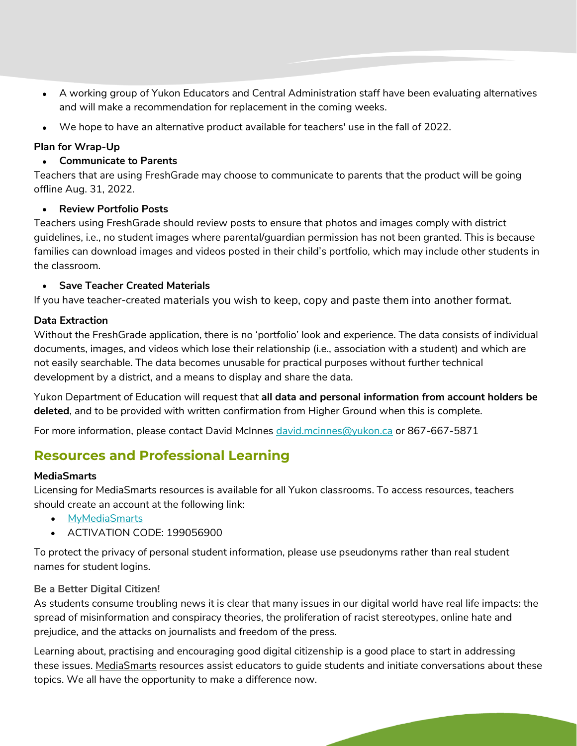- A working group of Yukon Educators and Central Administration staff have been evaluating alternatives and will make a recommendation for replacement in the coming weeks.
- We hope to have an alternative product available for teachers' use in the fall of 2022.

**Plan for Wrap-Up**

- **Communicate to Parents**

Teachers that are using FreshGrade may choose to communicate to parents that the product will be going offline Aug. 31, 2022.

- **Review Portfolio Posts**

Teachers using FreshGrade should review posts to ensure that photos and images comply with district guidelines, i.e., no student images where parental/guardian permission has not been granted. This is because families can download images and videos posted in their child's portfolio, which may include other students in the classroom.

- **Save Teacher Created Materials**

If you have teacher-created materials you wish to keep, copy and paste them into another format.

**Data Extraction**

Without the FreshGrade application, there is no 'portfolio' look and experience. The data consists of individual documents, images, and videos which lose their relationship (i.e., association with a student) and which are not easily searchable. The data becomes unusable for practical purposes without further technical development by a district, and a means to display and share the data.

Yukon Department of Education will request that **all data and personal information from account holders be deleted**, and to be provided with written confirmation from Higher Ground when this is complete.

For more information, please contact David McInnes david.mcinnes@yukon.ca or 867-667-5871

## Resources and Professional Learning

**MediaSmarts**

Licensing for MediaSmarts resources is available for all Yukon classrooms. To access resources, teachers should create an account at the following link:

- MyMediaSmarts
- ACTIVATION CODE: 199056900

To protect the privacy of personal student information, please use pseudonyms rather than real student names for student logins.

**Be a Better Digital Citizen!**

As students consume troubling news it is clear that many issues in our digital world have real life impacts: the spread of misinformation and conspiracy theories, the proliferation of racist stereotypes, online hate and prejudice, and the attacks on journalists and freedom of the press.

Learning about, practising and encouraging good digital citizenship is a good place to start in addressing these issues. MediaSmarts resources assist educators to guide students and initiate conversations about these topics. We all have the opportunity to make a difference now.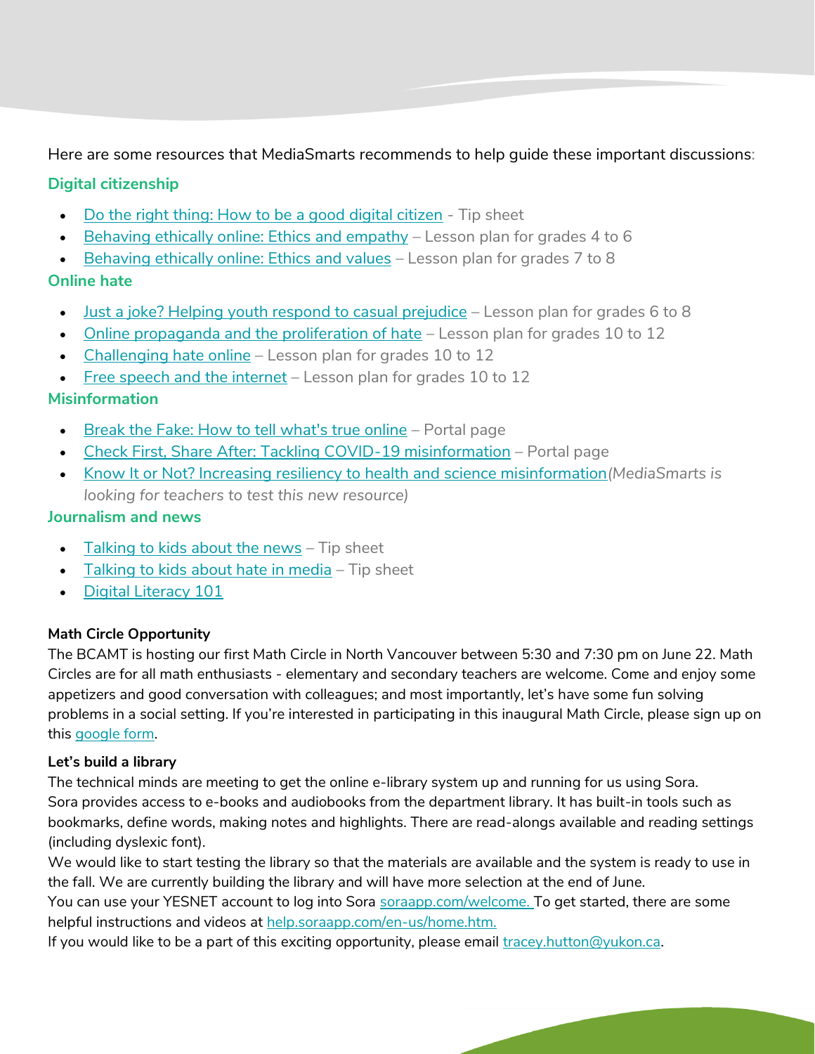Here are some resources that MediaSmarts recommends to help guide these important discussions:

### Digital citizenship

- Do the right thing: How to be a good digital citizen - Tip sheet
- Behaving ethically online: Ethics and empathy – Lesson plan for grades 4 to 6
- Behaving ethically online: Ethics and values – Lesson plan for grades 7 to 8

### Online hate

- Just a joke? Helping youth respond to casual prejudice – Lesson plan for grades 6 to 8
- Online propaganda and the proliferation of hate – Lesson plan for grades 10 to 12
- Challenging hate online – Lesson plan for grades 10 to 12
- Free speech and the internet – Lesson plan for grades 10 to 12

### Misinformation

- Break the Fake: How to tell what's true online – Portal page
- Check First, Share After: Tackling COVID-19 misinformation – Portal page
- Know It or Not? Increasing resiliency to health and science misinformation *(MediaSmarts is looking for teachers to test this new resource)*

### Journalism and news

- Talking to kids about the news – Tip sheet
- Talking to kids about hate in media – Tip sheet
- Digital Literacy 101

**Math Circle Opportunity**

The BCAMT is hosting our first Math Circle in North Vancouver between 5:30 and 7:30 pm on June 22. Math Circles are for all math enthusiasts - elementary and secondary teachers are welcome. Come and enjoy some appetizers and good conversation with colleagues; and most importantly, let's have some fun solving problems in a social setting. If you're interested in participating in this inaugural Math Circle, please sign up on this google form.

**Let's build a library**

The technical minds are meeting to get the online e-library system up and running for us using Sora. Sora provides access to e-books and audiobooks from the department library. It has built-in tools such as bookmarks, define words, making notes and highlights. There are read-alongs available and reading settings (including dyslexic font).

We would like to start testing the library so that the materials are available and the system is ready to use in the fall. We are currently building the library and will have more selection at the end of June.

You can use your YESNET account to log into Sora soraapp.com/welcome. To get started, there are some helpful instructions and videos at help.soraapp.com/en-us/home.htm.

If you would like to be a part of this exciting opportunity, please email tracey.hutton@yukon.ca.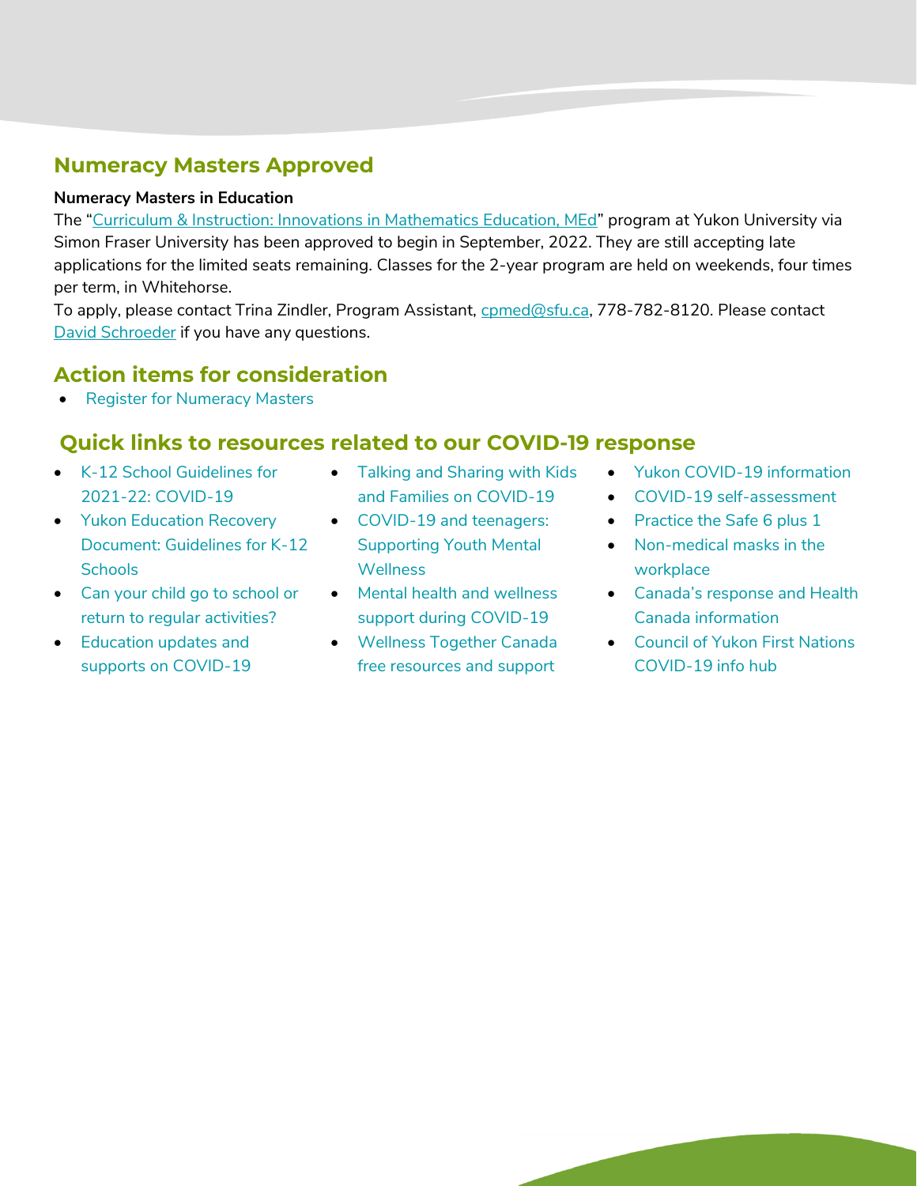## Numeracy Masters Approved

**Numeracy Masters in Education**

The "Curriculum & Instruction: Innovations in Mathematics Education, MEd" program at Yukon University via Simon Fraser University has been approved to begin in September, 2022. They are still accepting late applications for the limited seats remaining. Classes for the 2-year program are held on weekends, four times per term, in Whitehorse.

To apply, please contact Trina Zindler, Program Assistant, cpmed@sfu.ca, 778-782-8120. Please contact David Schroeder if you have any questions.

## Action items for consideration

- Register for Numeracy Masters

## Quick links to resources related to our COVID-19 response

- K-12 School Guidelines for 2021-22: COVID-19
- Yukon Education Recovery Document: Guidelines for K-12 Schools
- Can your child go to school or return to regular activities?
- Education updates and supports on COVID-19
- Talking and Sharing with Kids and Families on COVID-19
- COVID-19 and teenagers: Supporting Youth Mental Wellness
- Mental health and wellness support during COVID-19
- Wellness Together Canada free resources and support
- Yukon COVID-19 information
- COVID-19 self-assessment
- Practice the Safe 6 plus 1
- Non-medical masks in the workplace
- Canada's response and Health Canada information
- Council of Yukon First Nations COVID-19 info hub